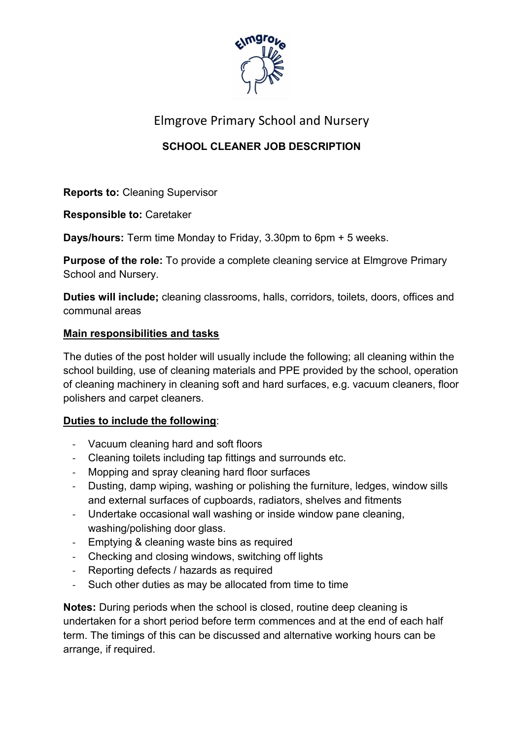# Elmgrove Primary School and Nursery

## SCHOOL CLEANER JOB DESCRIPTION

**Reports to:** Cleaning Supervisor

**Responsible to:** Caretaker

**Days/hours:** Term time Monday to Friday, 3.30pm to 6pm + 5 weeks.

**Purpose of the role:** To provide a complete cleaning service at Elmgrove Primary School and Nursery.

**Duties will include;** cleaning classrooms, halls, corridors, toilets, doors, offices and communal areas

**Main responsibilities and tasks**

The duties of the post holder will usually include the following; all cleaning within the school building, use of cleaning materials and PPE provided by the school, operation of cleaning machinery in cleaning soft and hard surfaces, e.g. vacuum cleaners, floor polishers and carpet cleaners.

**Duties to include the following**:

- Vacuum cleaning hard and soft floors
- Cleaning toilets including tap fittings and surrounds etc.
- Mopping and spray cleaning hard floor surfaces
- Dusting, damp wiping, washing or polishing the furniture, ledges, window sills and external surfaces of cupboards, radiators, shelves and fitments
- Undertake occasional wall washing or inside window pane cleaning, washing/polishing door glass.
- Emptying & cleaning waste bins as required
- Checking and closing windows, switching off lights
- Reporting defects / hazards as required
- Such other duties as may be allocated from time to time

**Notes:** During periods when the school is closed, routine deep cleaning is undertaken for a short period before term commences and at the end of each half term. The timings of this can be discussed and alternative working hours can be arrange, if required.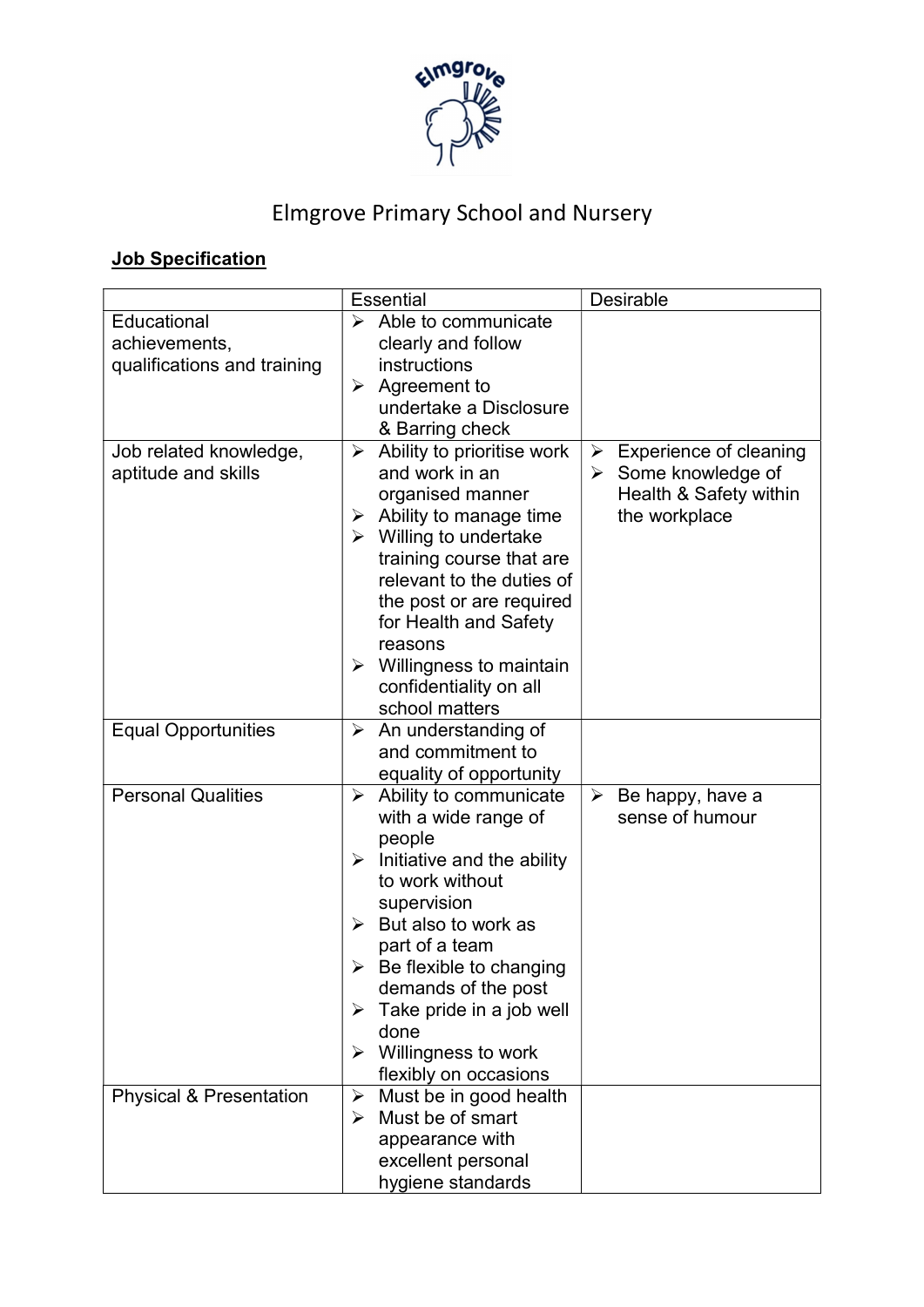# Elmgrove Primary School and Nursery

**Job Specification**

| | Essential | Desirable |
|---|---|---|
| Educational achievements, qualifications and training | ➢ Able to communicate clearly and follow instructions<br>➢ Agreement to undertake a Disclosure & Barring check | |
| Job related knowledge, aptitude and skills | ➢ Ability to prioritise work and work in an organised manner<br>➢ Ability to manage time<br>➢ Willing to undertake training course that are relevant to the duties of the post or are required for Health and Safety reasons<br>➢ Willingness to maintain confidentiality on all school matters | ➢ Experience of cleaning<br>➢ Some knowledge of Health & Safety within the workplace |
| Equal Opportunities | ➢ An understanding of and commitment to equality of opportunity | |
| Personal Qualities | ➢ Ability to communicate with a wide range of people<br>➢ Initiative and the ability to work without supervision<br>➢ But also to work as part of a team<br>➢ Be flexible to changing demands of the post<br>➢ Take pride in a job well done<br>➢ Willingness to work flexibly on occasions | ➢ Be happy, have a sense of humour |
| Physical & Presentation | ➢ Must be in good health<br>➢ Must be of smart appearance with excellent personal hygiene standards | |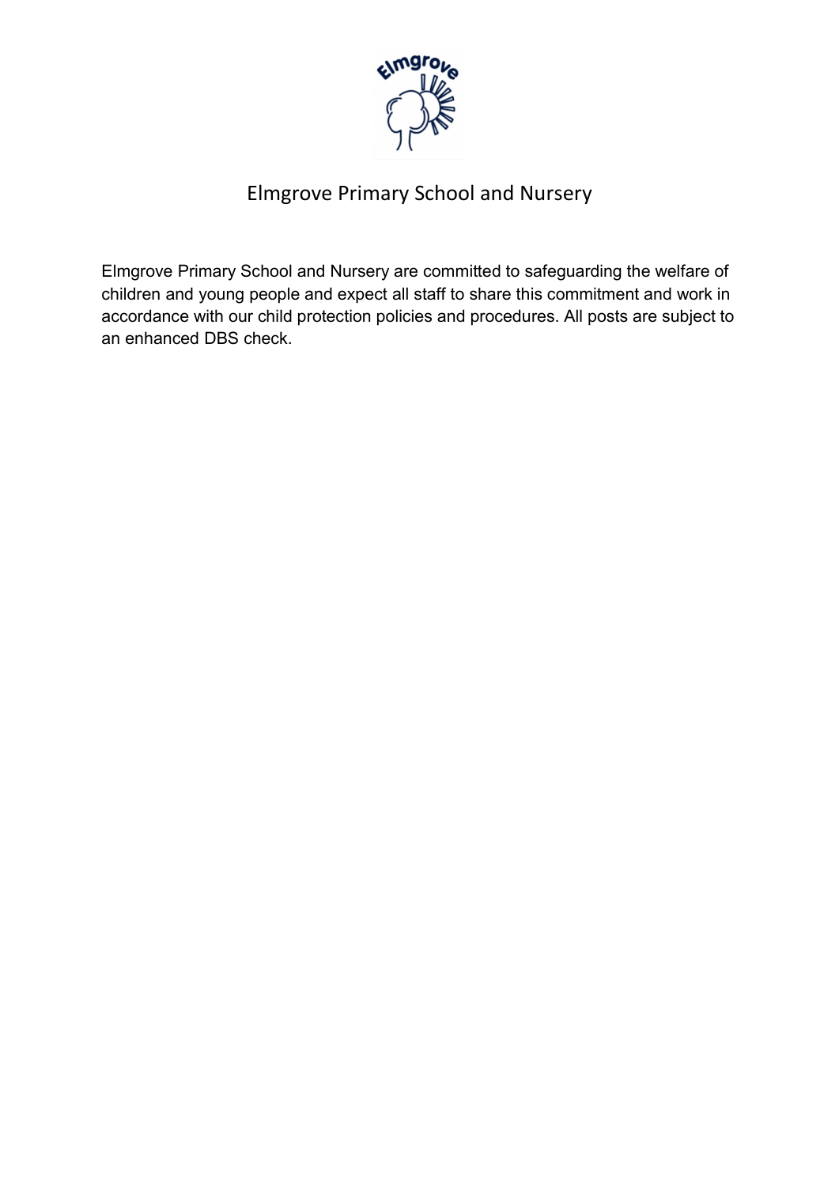# Elmgrove Primary School and Nursery

Elmgrove Primary School and Nursery are committed to safeguarding the welfare of children and young people and expect all staff to share this commitment and work in accordance with our child protection policies and procedures. All posts are subject to an enhanced DBS check.